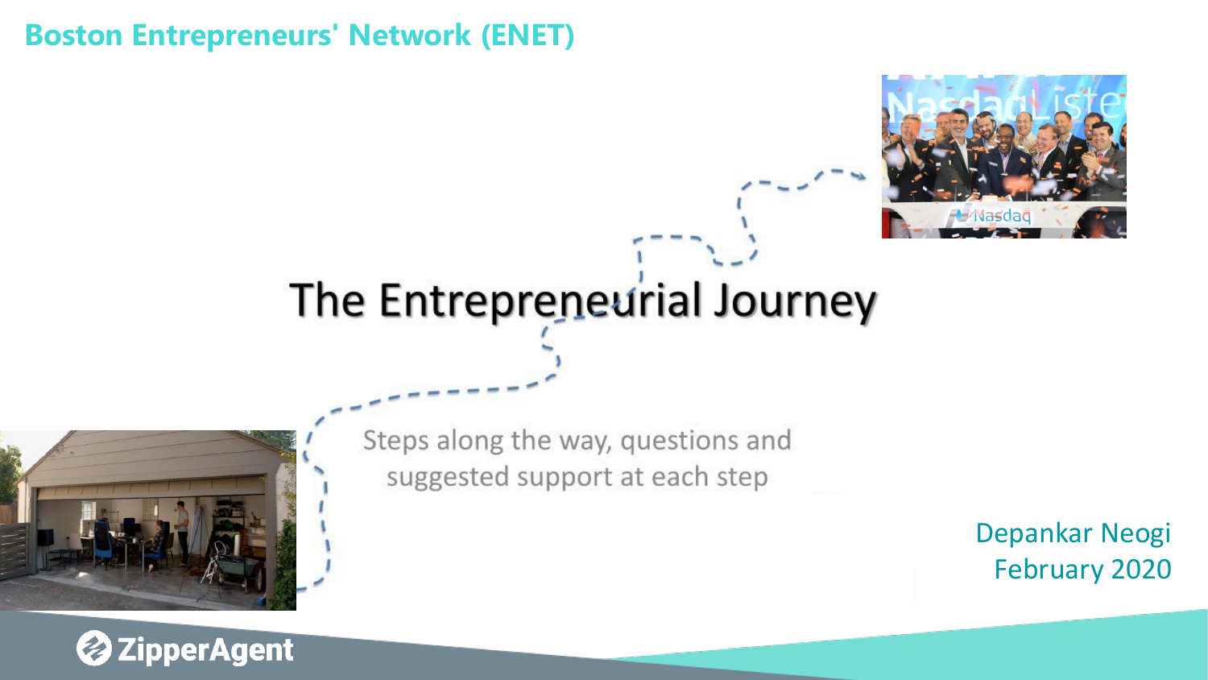**Boston Entrepreneurs' Network (ENET)**

# The Entrepreneurial Journey

Steps along the way, questions and suggested support at each step

Depankar Neogi
February 2020

ZipperAgent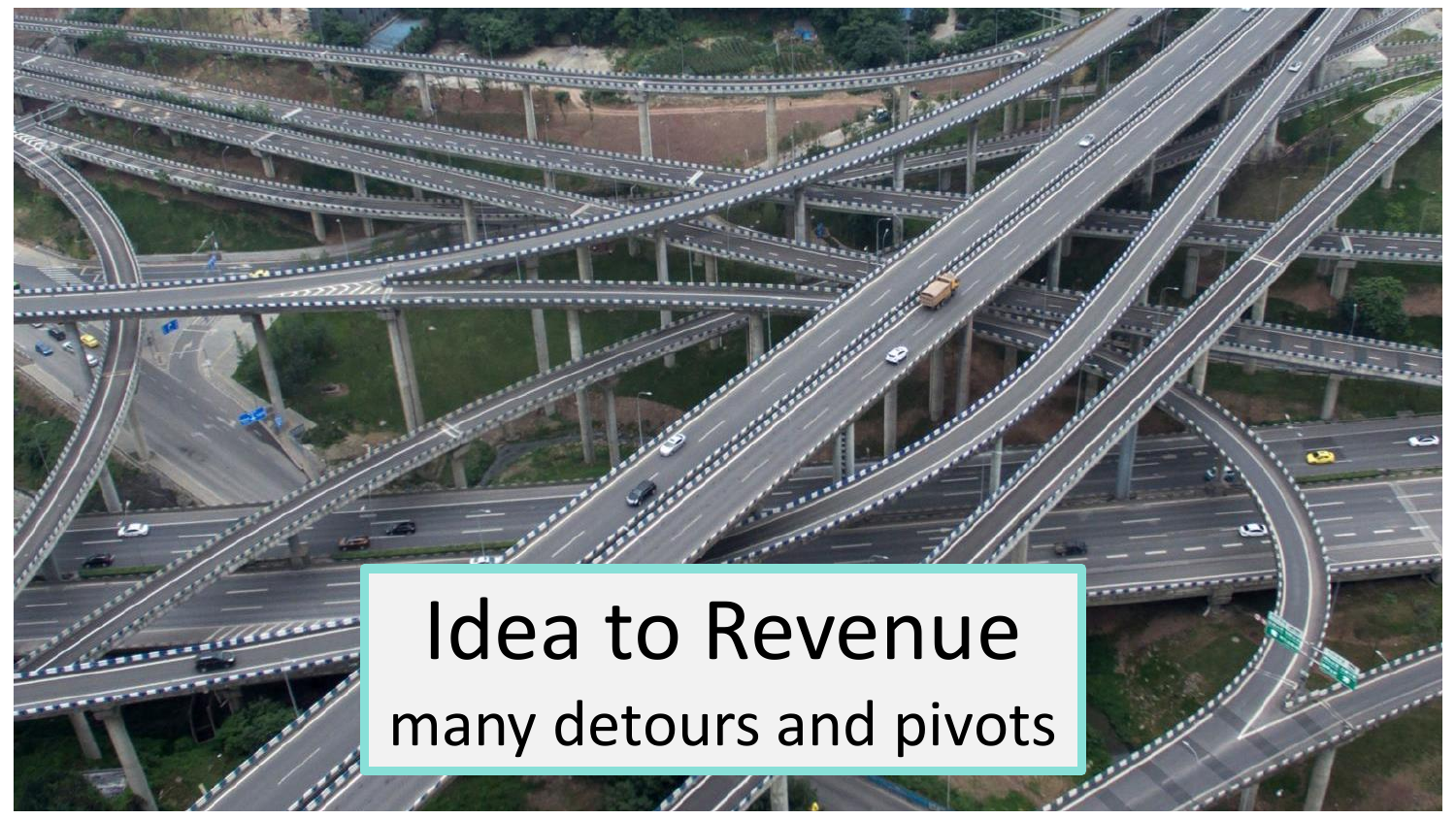# Idea to Revenue

many detours and pivots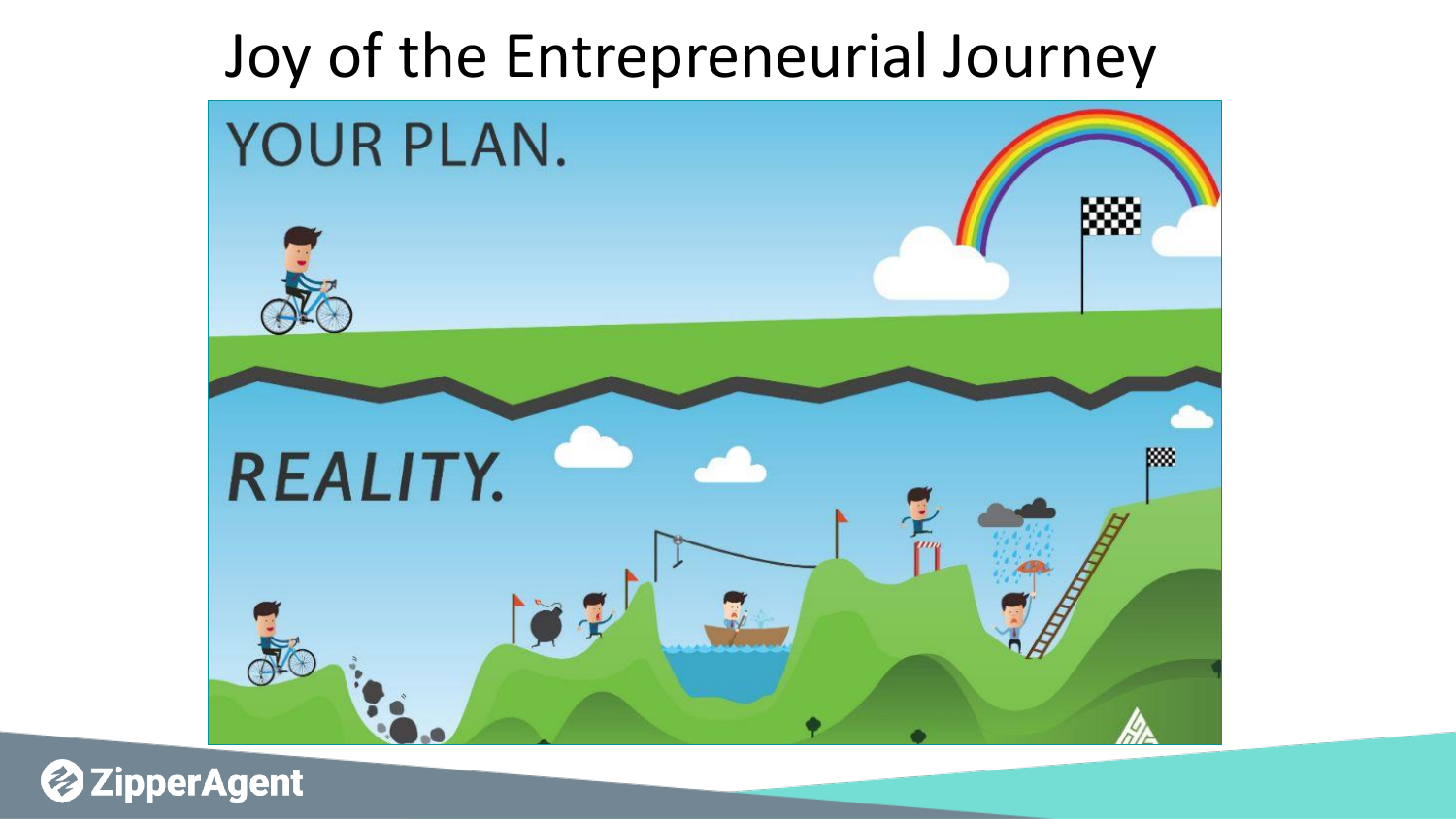# Joy of the Entrepreneurial Journey

YOUR PLAN.

REALITY.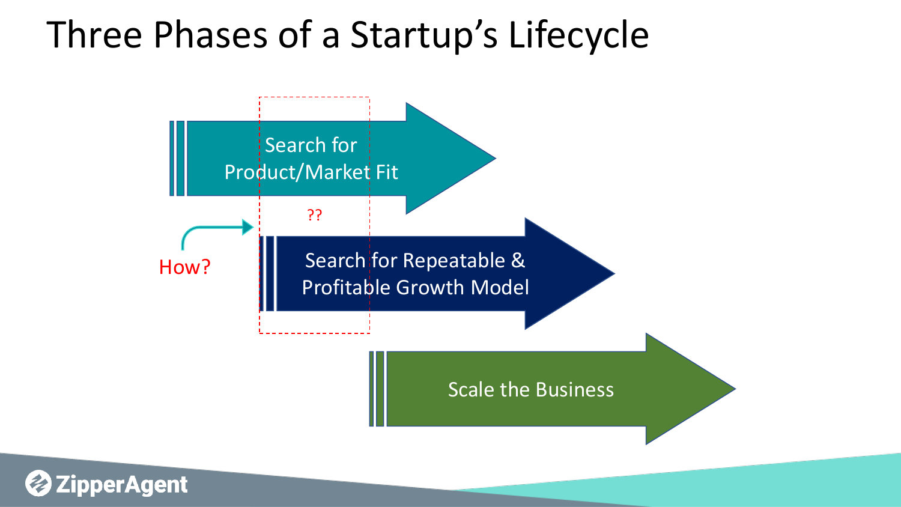# Three Phases of a Startup's Lifecycle

Search for Product/Market Fit

??

How?

Search for Repeatable & Profitable Growth Model

Scale the Business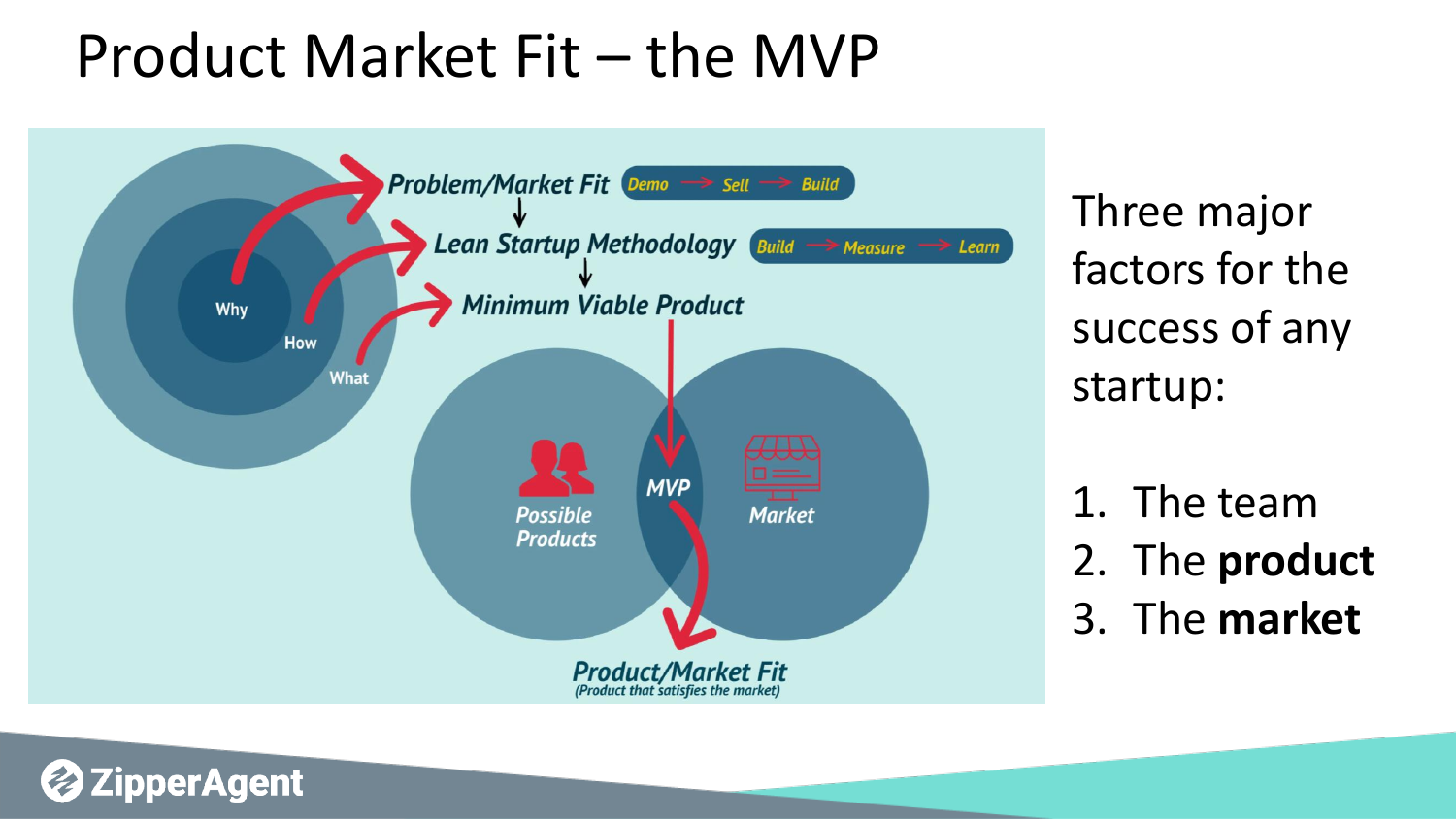# Product Market Fit – the MVP

Three major factors for the success of any startup:

1. The team
2. The **product**
3. The **market**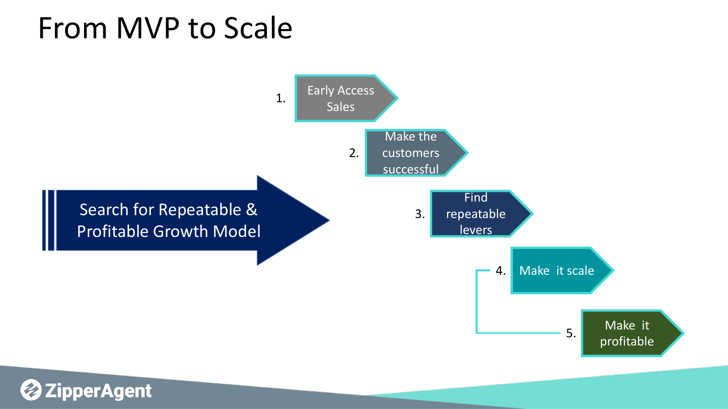# From MVP to Scale

Search for Repeatable & Profitable Growth Model

1. Early Access Sales
2. Make the customers successful
3. Find repeatable levers
4. Make it scale
5. Make it profitable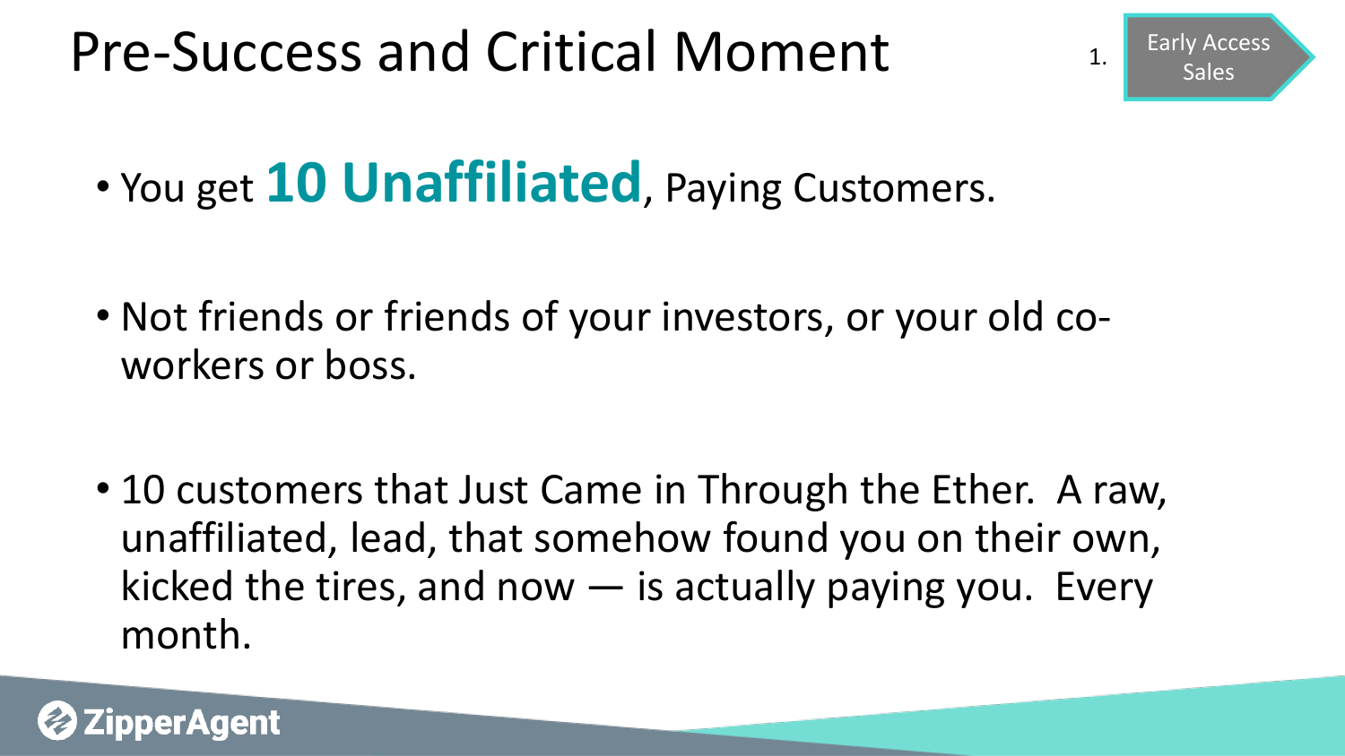# Pre-Success and Critical Moment

1. Early Access Sales

- You get **10 Unaffiliated**, Paying Customers.
- Not friends or friends of your investors, or your old co-workers or boss.
- 10 customers that Just Came in Through the Ether. A raw, unaffiliated, lead, that somehow found you on their own, kicked the tires, and now — is actually paying you. Every month.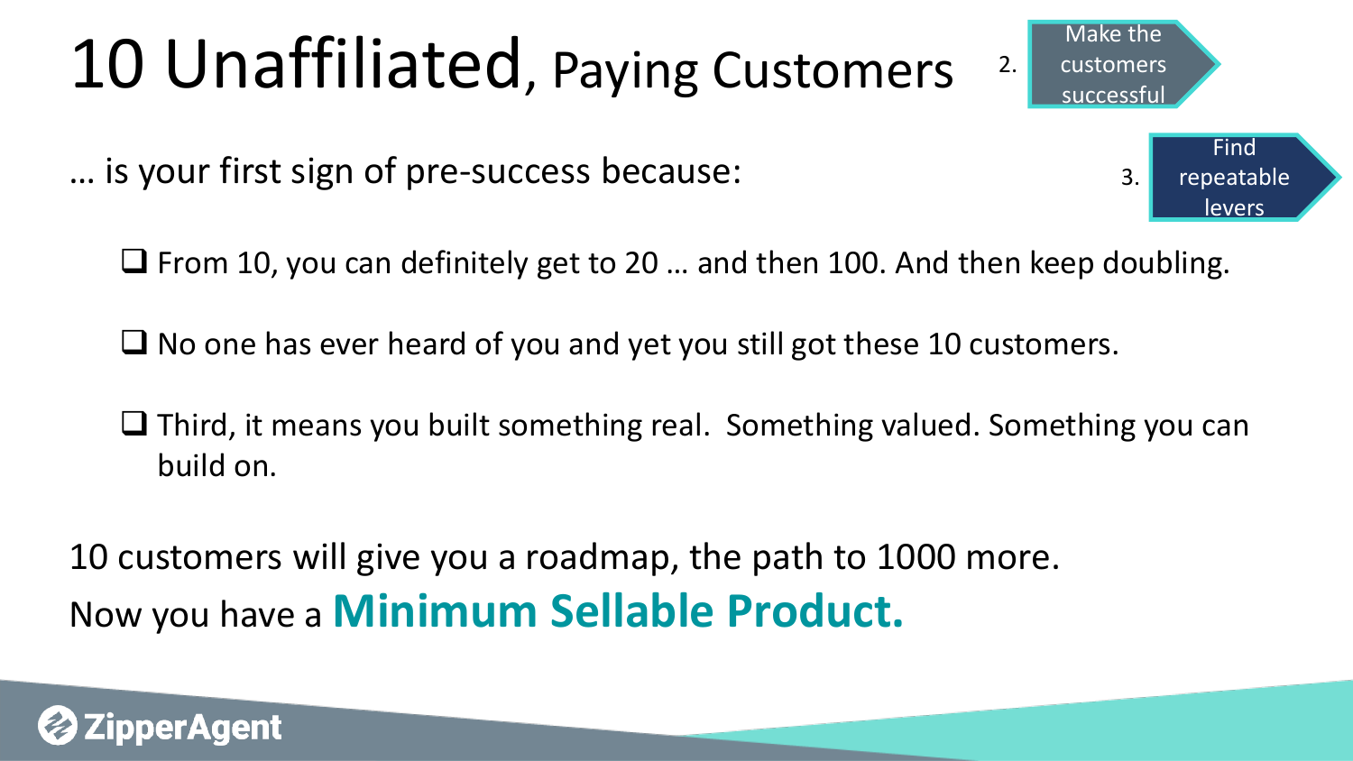# 10 Unaffiliated, Paying Customers

2. Make the customers successful

3. Find repeatable levers

… is your first sign of pre-success because:

- ❑ From 10, you can definitely get to 20 … and then 100. And then keep doubling.
- ❑ No one has ever heard of you and yet you still got these 10 customers.
- ❑ Third, it means you built something real. Something valued. Something you can build on.

10 customers will give you a roadmap, the path to 1000 more.

Now you have a **Minimum Sellable Product.**

ZipperAgent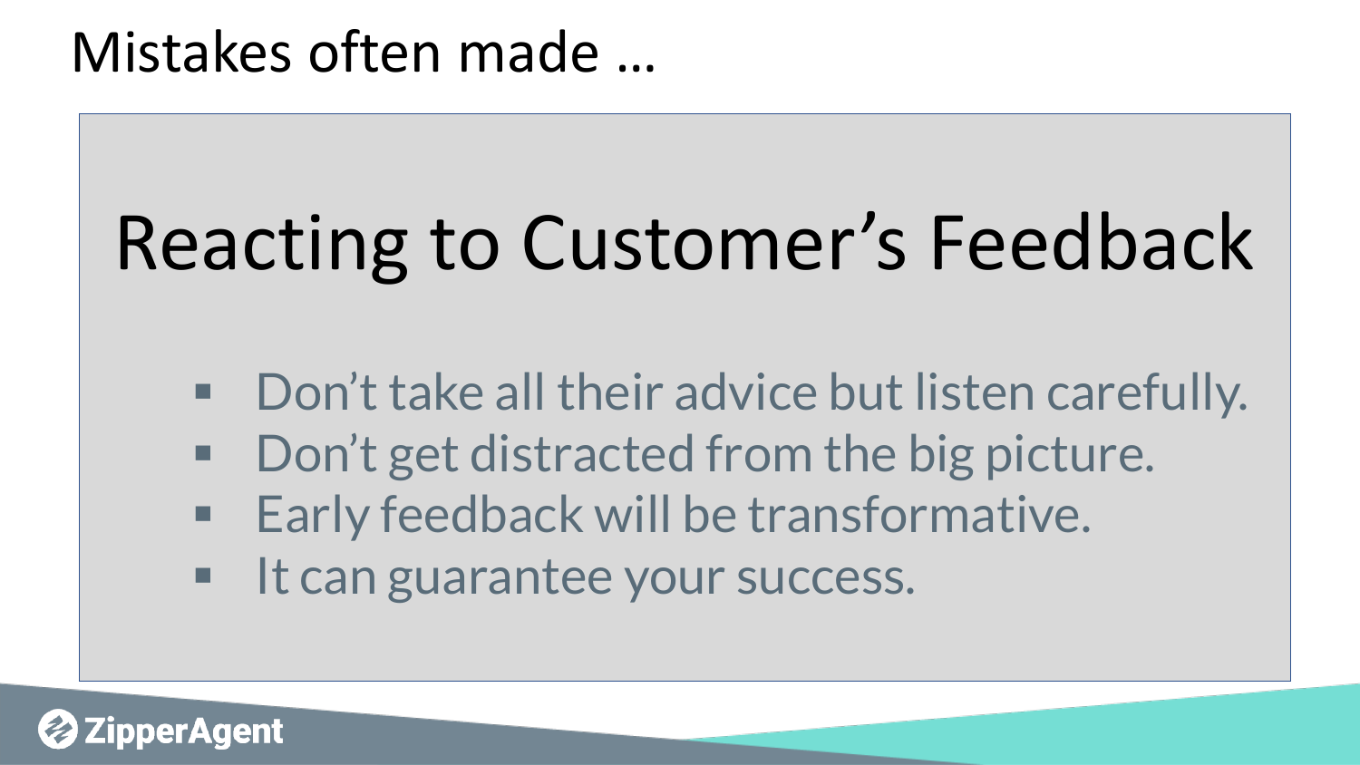# Mistakes often made …

## Reacting to Customer's Feedback

- Don't take all their advice but listen carefully.
- Don't get distracted from the big picture.
- Early feedback will be transformative.
- It can guarantee your success.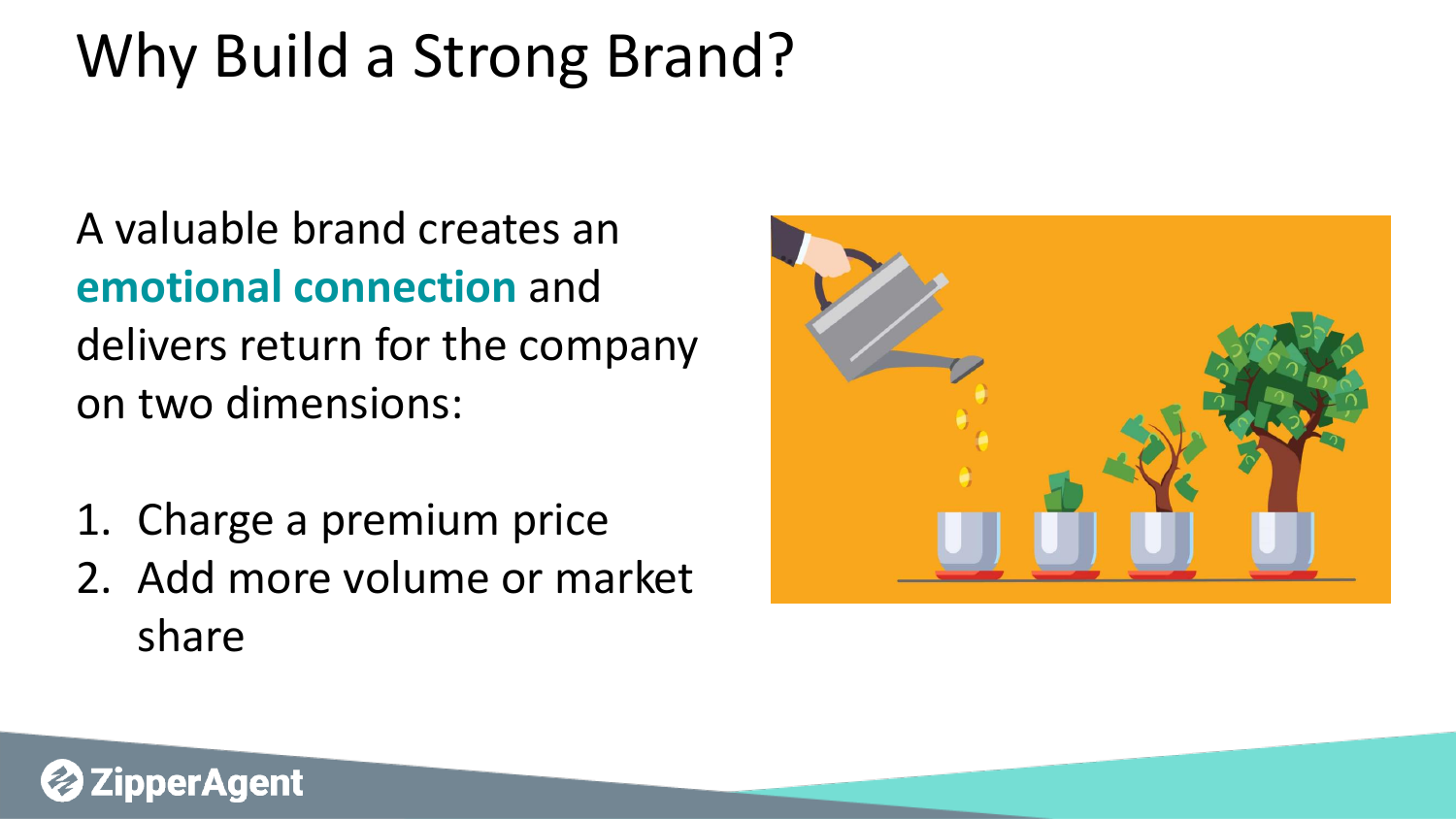# Why Build a Strong Brand?

A valuable brand creates an **emotional connection** and delivers return for the company on two dimensions:

1. Charge a premium price
2. Add more volume or market share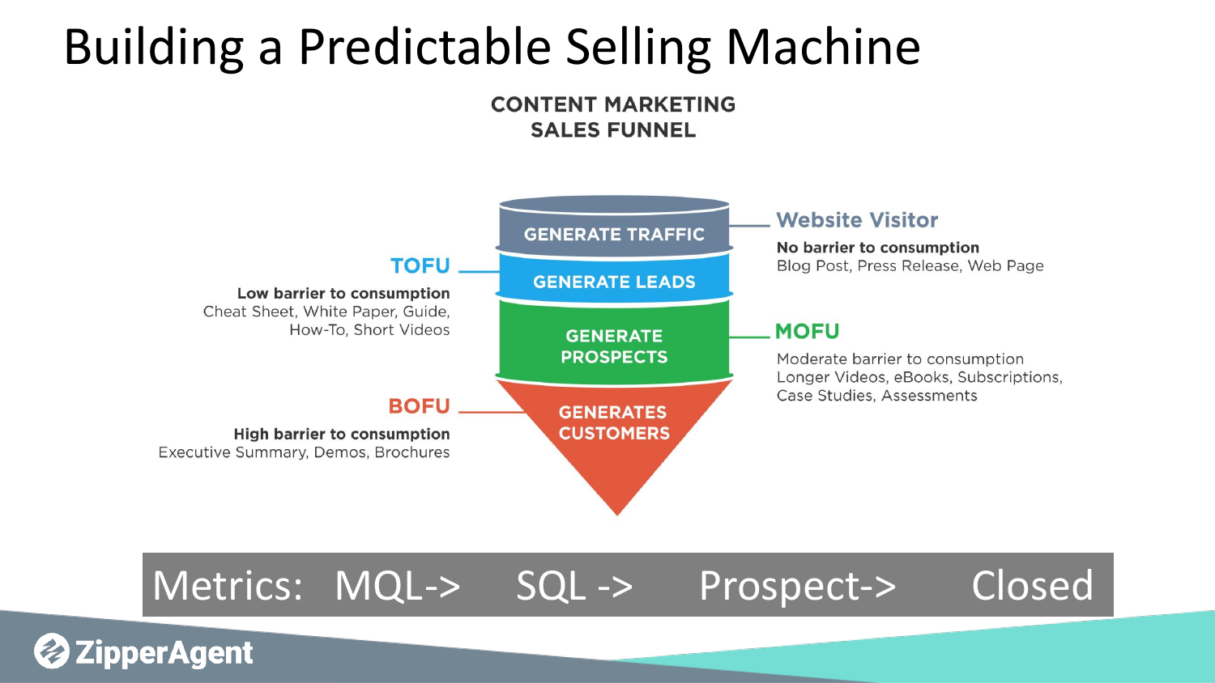# Building a Predictable Selling Machine

## CONTENT MARKETING SALES FUNNEL

**GENERATE TRAFFIC** — **Website Visitor**

**No barrier to consumption**
Blog Post, Press Release, Web Page

**GENERATE LEADS** — **TOFU**

**Low barrier to consumption**
Cheat Sheet, White Paper, Guide, How-To, Short Videos

**GENERATE PROSPECTS** — **MOFU**

Moderate barrier to consumption
Longer Videos, eBooks, Subscriptions, Case Studies, Assessments

**GENERATES CUSTOMERS** — **BOFU**

**High barrier to consumption**
Executive Summary, Demos, Brochures

Metrics: MQL-> SQL -> Prospect-> Closed

ZipperAgent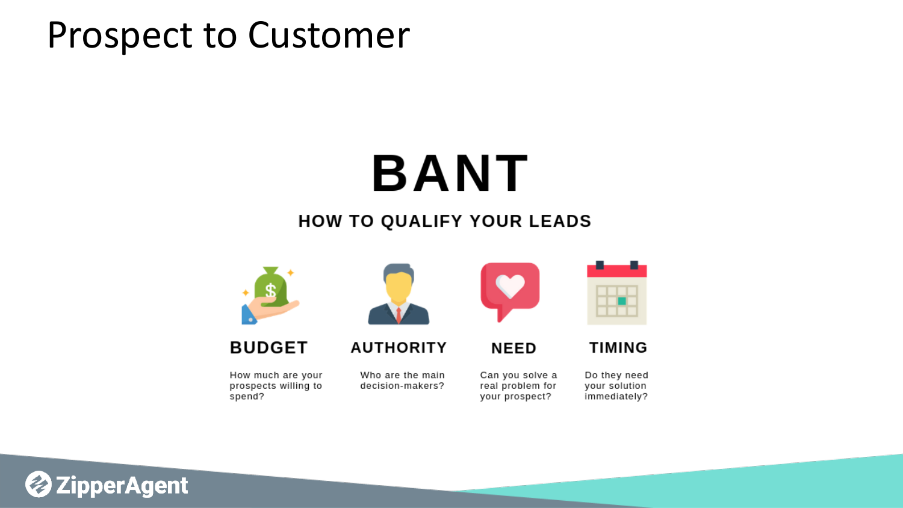# Prospect to Customer

## BANT

### HOW TO QUALIFY YOUR LEADS

**BUDGET**

How much are your prospects willing to spend?

**AUTHORITY**

Who are the main decision-makers?

**NEED**

Can you solve a real problem for your prospect?

**TIMING**

Do they need your solution immediately?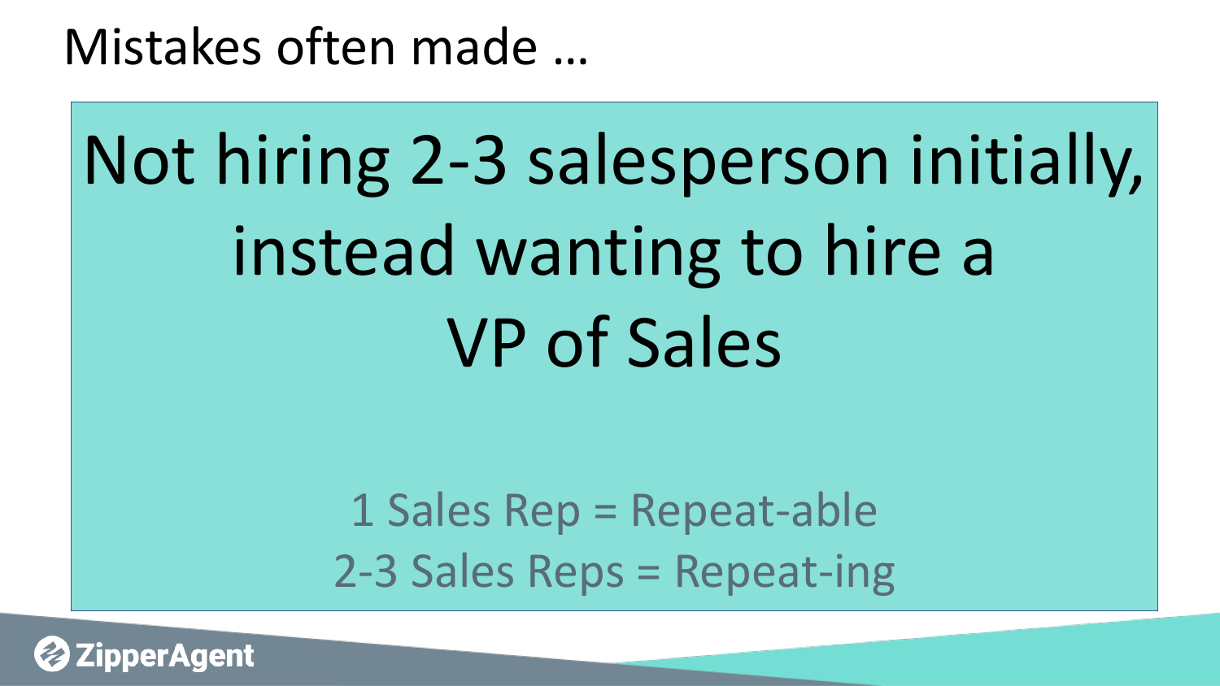# Mistakes often made …

## Not hiring 2-3 salesperson initially, instead wanting to hire a VP of Sales

1 Sales Rep = Repeat-able

2-3 Sales Reps = Repeat-ing

ZipperAgent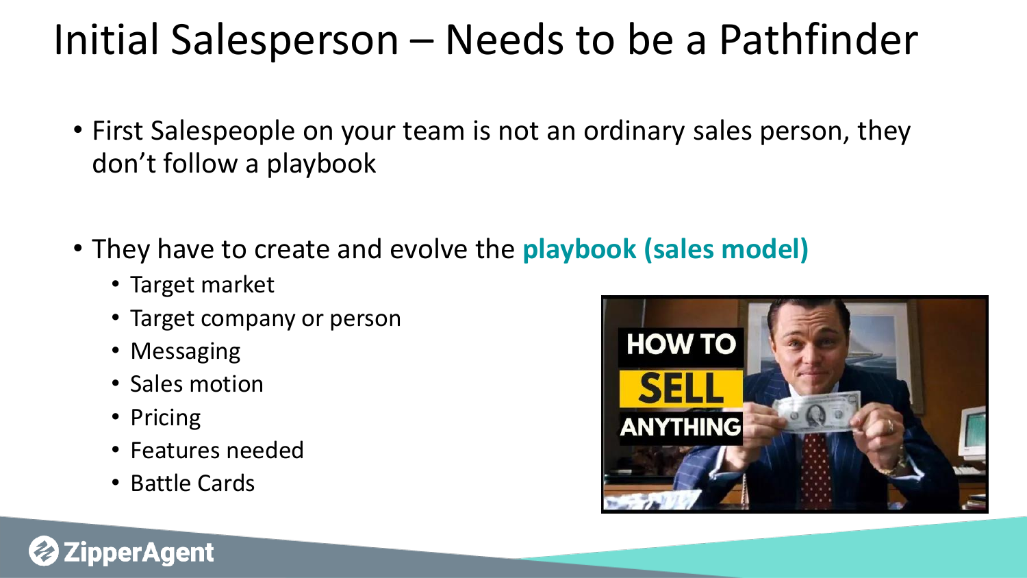# Initial Salesperson – Needs to be a Pathfinder

- First Salespeople on your team is not an ordinary sales person, they don't follow a playbook
- They have to create and evolve the **playbook (sales model)**
  - Target market
  - Target company or person
  - Messaging
  - Sales motion
  - Pricing
  - Features needed
  - Battle Cards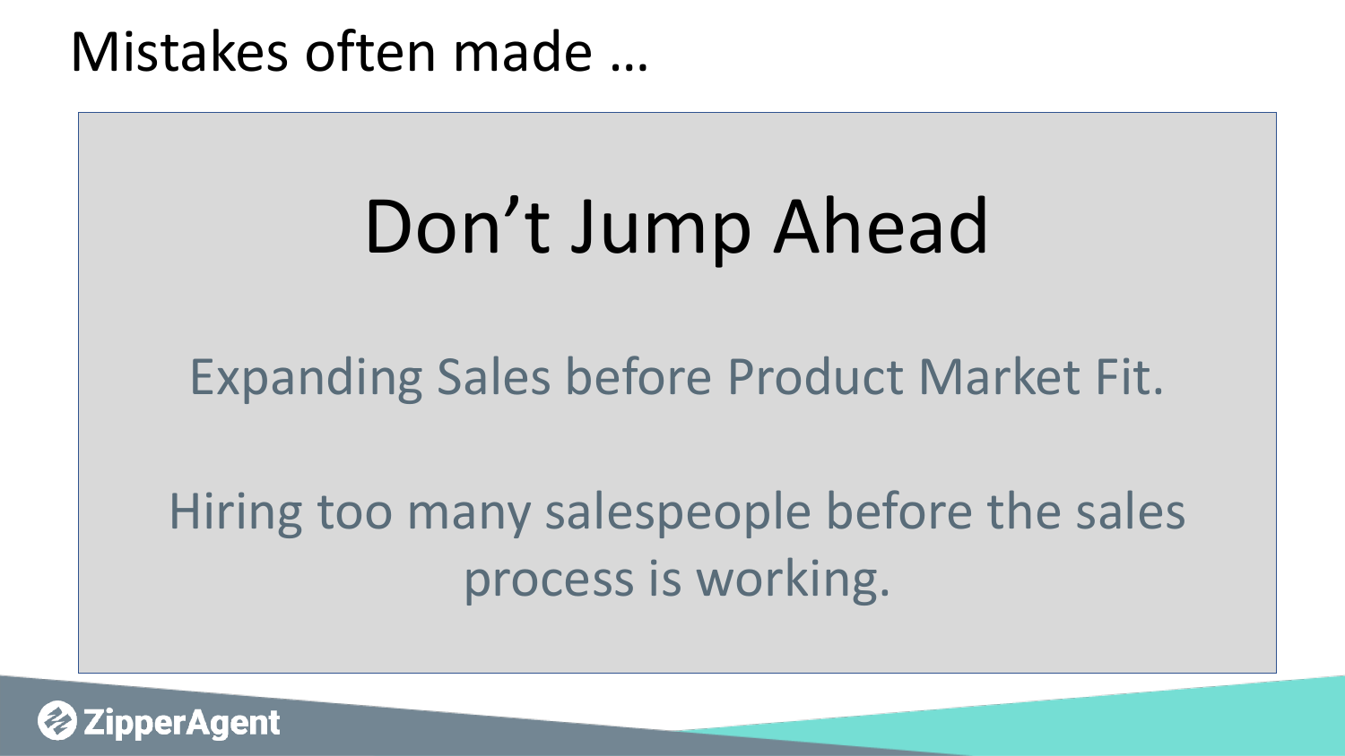# Mistakes often made …

## Don’t Jump Ahead

Expanding Sales before Product Market Fit.

Hiring too many salespeople before the sales process is working.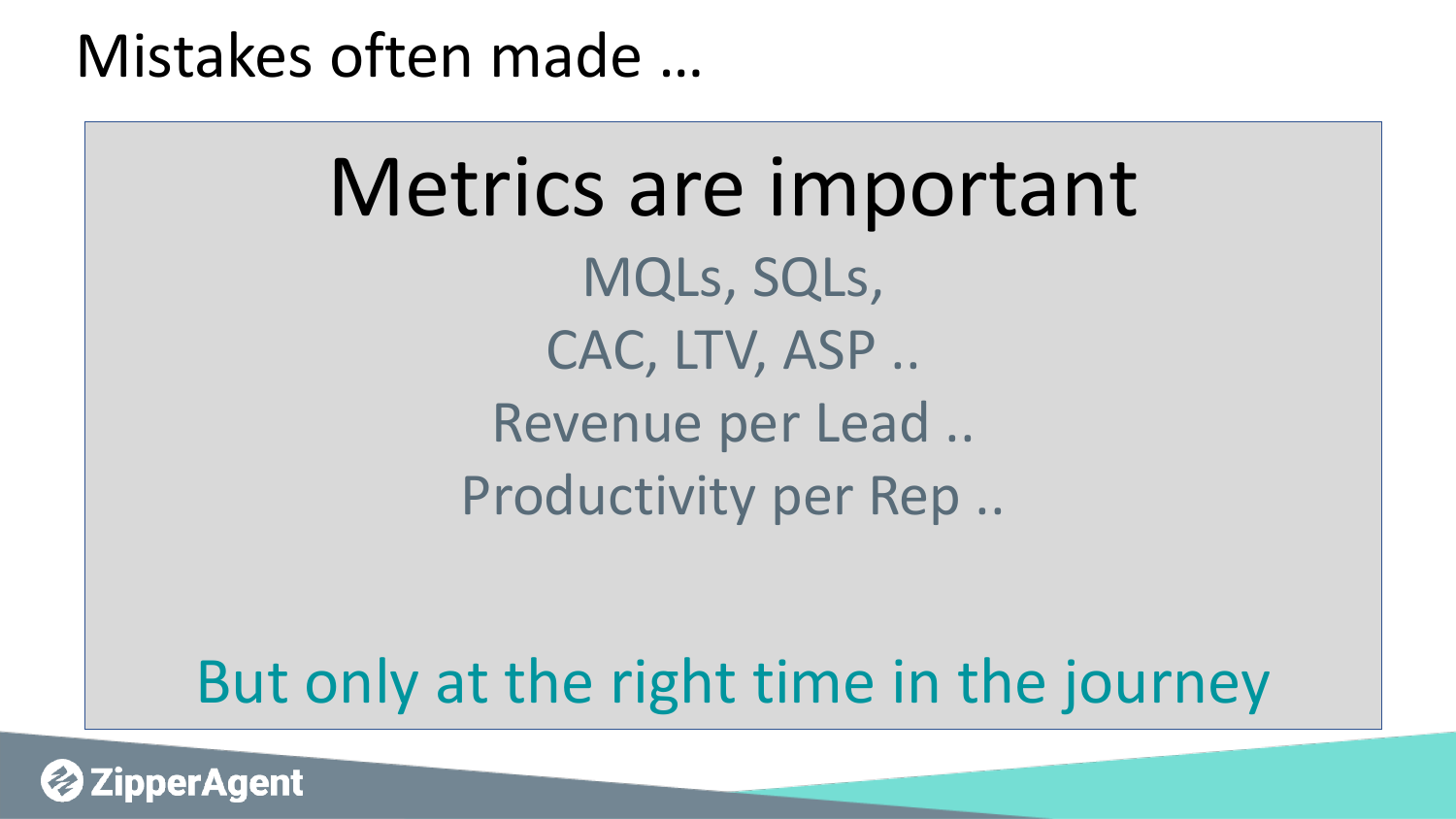# Mistakes often made …

## Metrics are important

MQLs, SQLs,

CAC, LTV, ASP ..

Revenue per Lead ..

Productivity per Rep ..

But only at the right time in the journey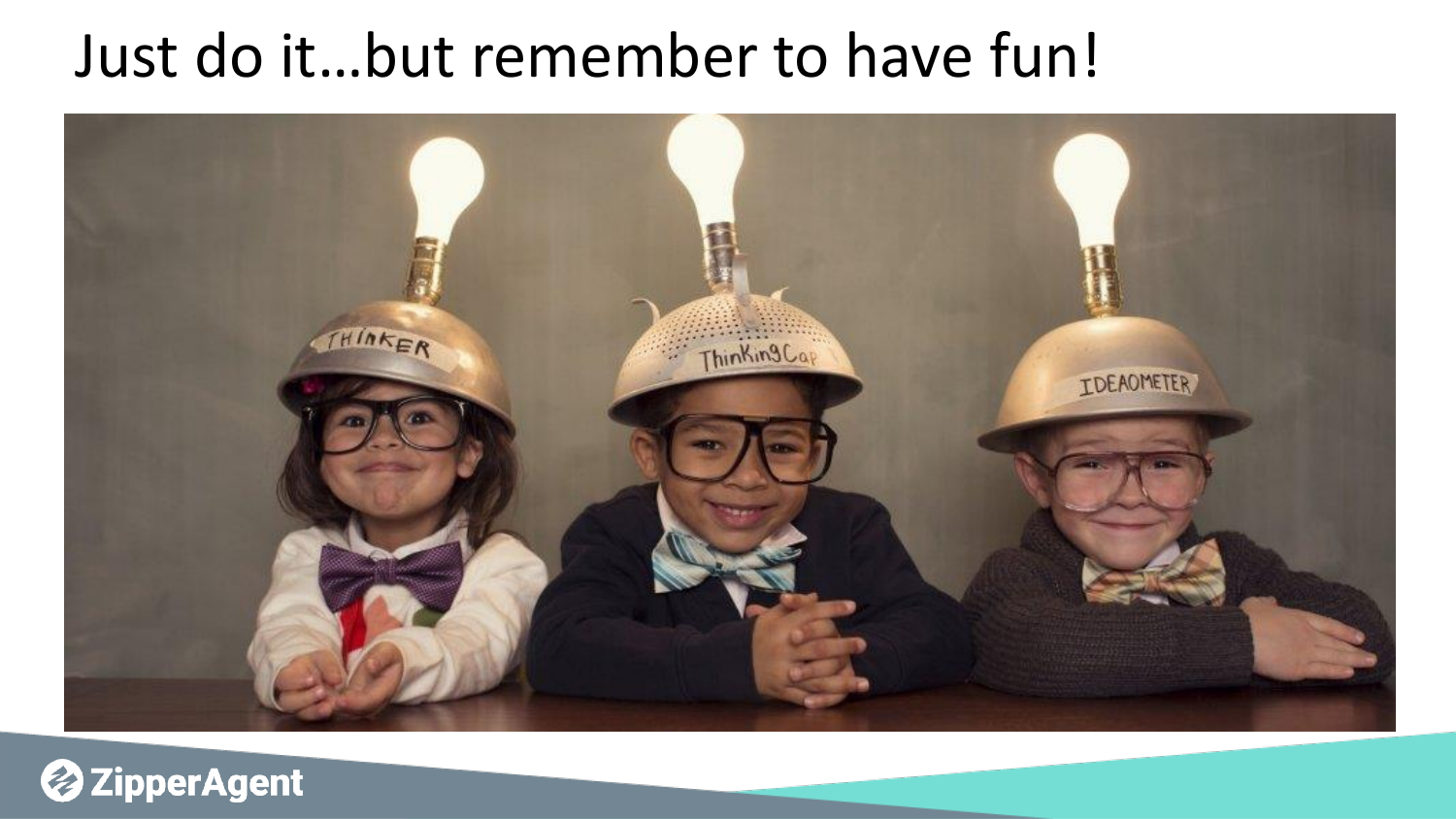# Just do it…but remember to have fun!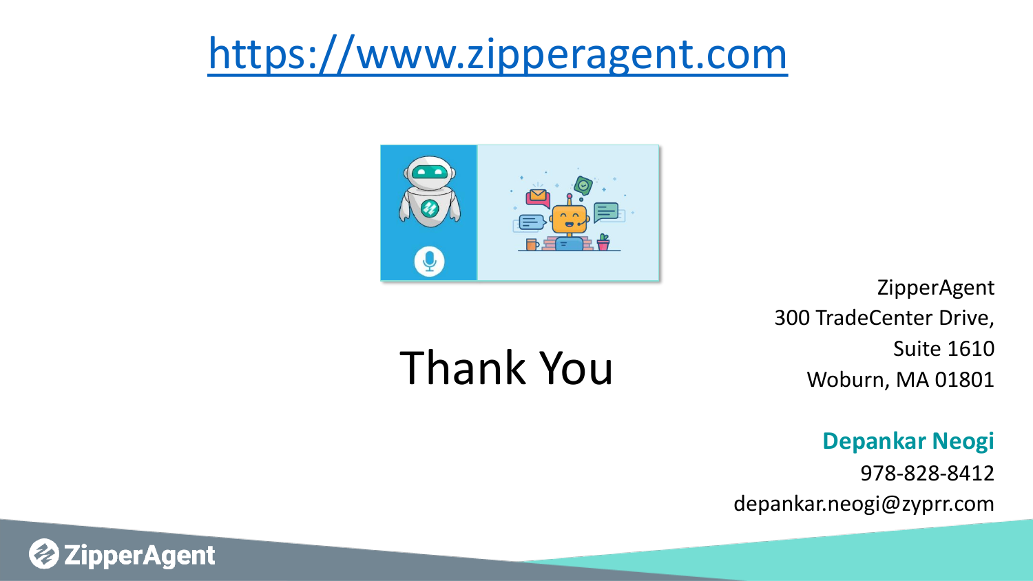https://www.zipperagent.com

# Thank You

ZipperAgent
300 TradeCenter Drive,
Suite 1610
Woburn, MA 01801

**Depankar Neogi**
978-828-8412
depankar.neogi@zyprr.com

ZipperAgent